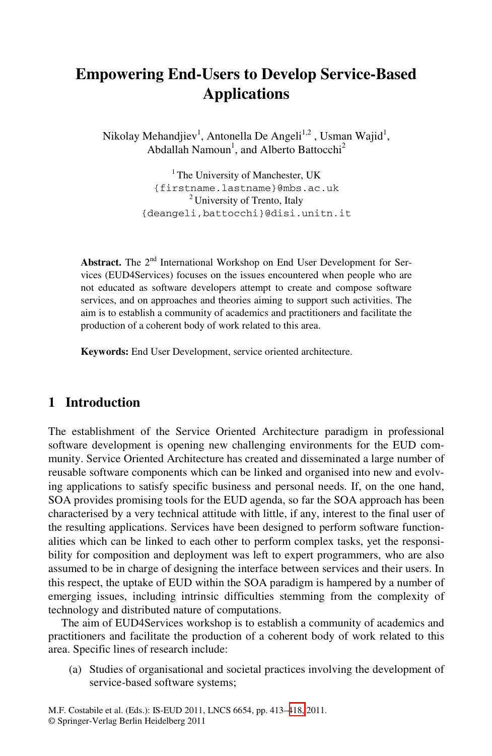# Empowering End-Users to Develop Service-Based Applications

Nikolay Mehandjiev[1], Antonella De Angeli[1,2], Usman Wajid[1], Abdallah Namoun[1], and Alberto Battocchi[2]

[1] The University of Manchester, UK
{firstname.lastname}@mbs.ac.uk
[2] University of Trento, Italy
{deangeli,battocchi}@disi.unitn.it

**Abstract.** The 2nd International Workshop on End User Development for Services (EUD4Services) focuses on the issues encountered when people who are not educated as software developers attempt to create and compose software services, and on approaches and theories aiming to support such activities. The aim is to establish a community of academics and practitioners and facilitate the production of a coherent body of work related to this area.

**Keywords:** End User Development, service oriented architecture.

## 1 Introduction

The establishment of the Service Oriented Architecture paradigm in professional software development is opening new challenging environments for the EUD community. Service Oriented Architecture has created and disseminated a large number of reusable software components which can be linked and organised into new and evolving applications to satisfy specific business and personal needs. If, on the one hand, SOA provides promising tools for the EUD agenda, so far the SOA approach has been characterised by a very technical attitude with little, if any, interest to the final user of the resulting applications. Services have been designed to perform software functionalities which can be linked to each other to perform complex tasks, yet the responsibility for composition and deployment was left to expert programmers, who are also assumed to be in charge of designing the interface between services and their users. In this respect, the uptake of EUD within the SOA paradigm is hampered by a number of emerging issues, including intrinsic difficulties stemming from the complexity of technology and distributed nature of computations.

The aim of EUD4Services workshop is to establish a community of academics and practitioners and facilitate the production of a coherent body of work related to this area. Specific lines of research include:

(a) Studies of organisational and societal practices involving the development of service-based software systems;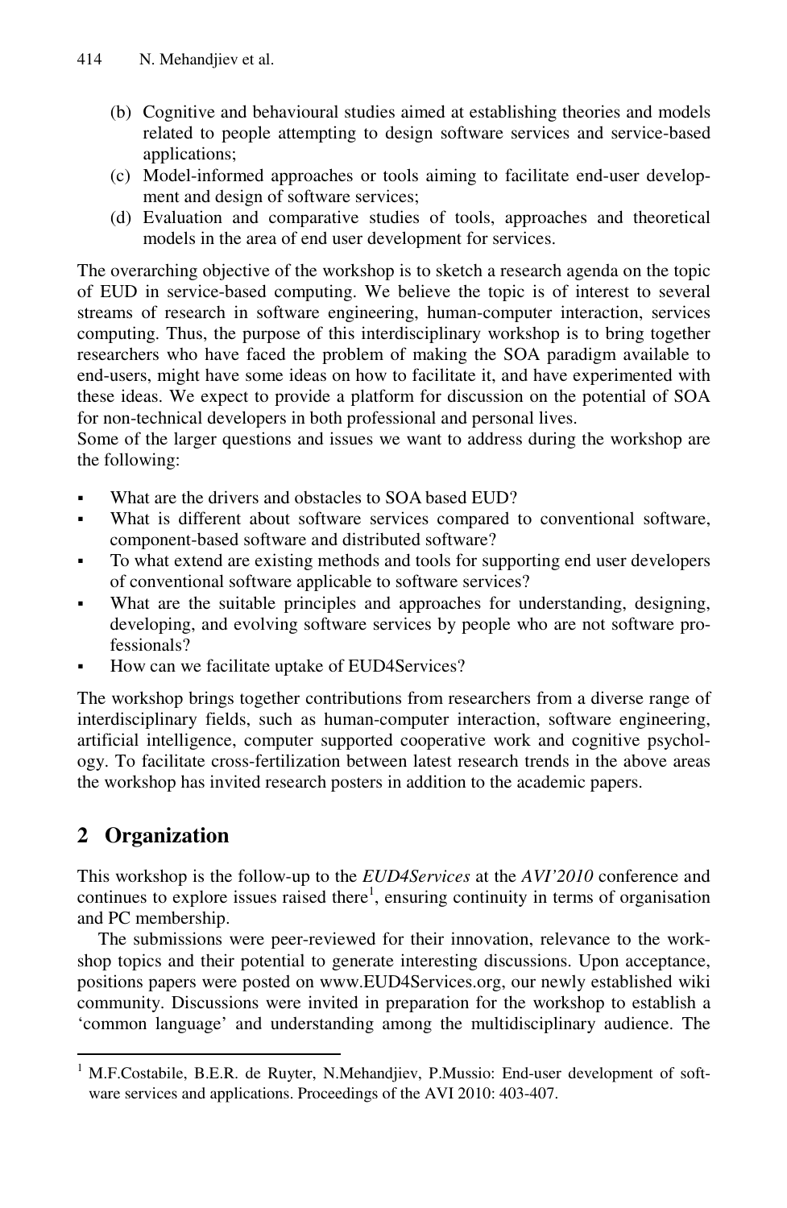(b) Cognitive and behavioural studies aimed at establishing theories and models related to people attempting to design software services and service-based applications;
(c) Model-informed approaches or tools aiming to facilitate end-user development and design of software services;
(d) Evaluation and comparative studies of tools, approaches and theoretical models in the area of end user development for services.

The overarching objective of the workshop is to sketch a research agenda on the topic of EUD in service-based computing. We believe the topic is of interest to several streams of research in software engineering, human-computer interaction, services computing. Thus, the purpose of this interdisciplinary workshop is to bring together researchers who have faced the problem of making the SOA paradigm available to end-users, might have some ideas on how to facilitate it, and have experimented with these ideas. We expect to provide a platform for discussion on the potential of SOA for non-technical developers in both professional and personal lives.
Some of the larger questions and issues we want to address during the workshop are the following:

- What are the drivers and obstacles to SOA based EUD?
- What is different about software services compared to conventional software, component-based software and distributed software?
- To what extend are existing methods and tools for supporting end user developers of conventional software applicable to software services?
- What are the suitable principles and approaches for understanding, designing, developing, and evolving software services by people who are not software professionals?
- How can we facilitate uptake of EUD4Services?

The workshop brings together contributions from researchers from a diverse range of interdisciplinary fields, such as human-computer interaction, software engineering, artificial intelligence, computer supported cooperative work and cognitive psychology. To facilitate cross-fertilization between latest research trends in the above areas the workshop has invited research posters in addition to the academic papers.

## 2 Organization

This workshop is the follow-up to the *EUD4Services* at the *AVI'2010* conference and continues to explore issues raised there[1], ensuring continuity in terms of organisation and PC membership.

The submissions were peer-reviewed for their innovation, relevance to the workshop topics and their potential to generate interesting discussions. Upon acceptance, positions papers were posted on www.EUD4Services.org, our newly established wiki community. Discussions were invited in preparation for the workshop to establish a 'common language' and understanding among the multidisciplinary audience. The

[1] M.F.Costabile, B.E.R. de Ruyter, N.Mehandjiev, P.Mussio: End-user development of software services and applications. Proceedings of the AVI 2010: 403-407.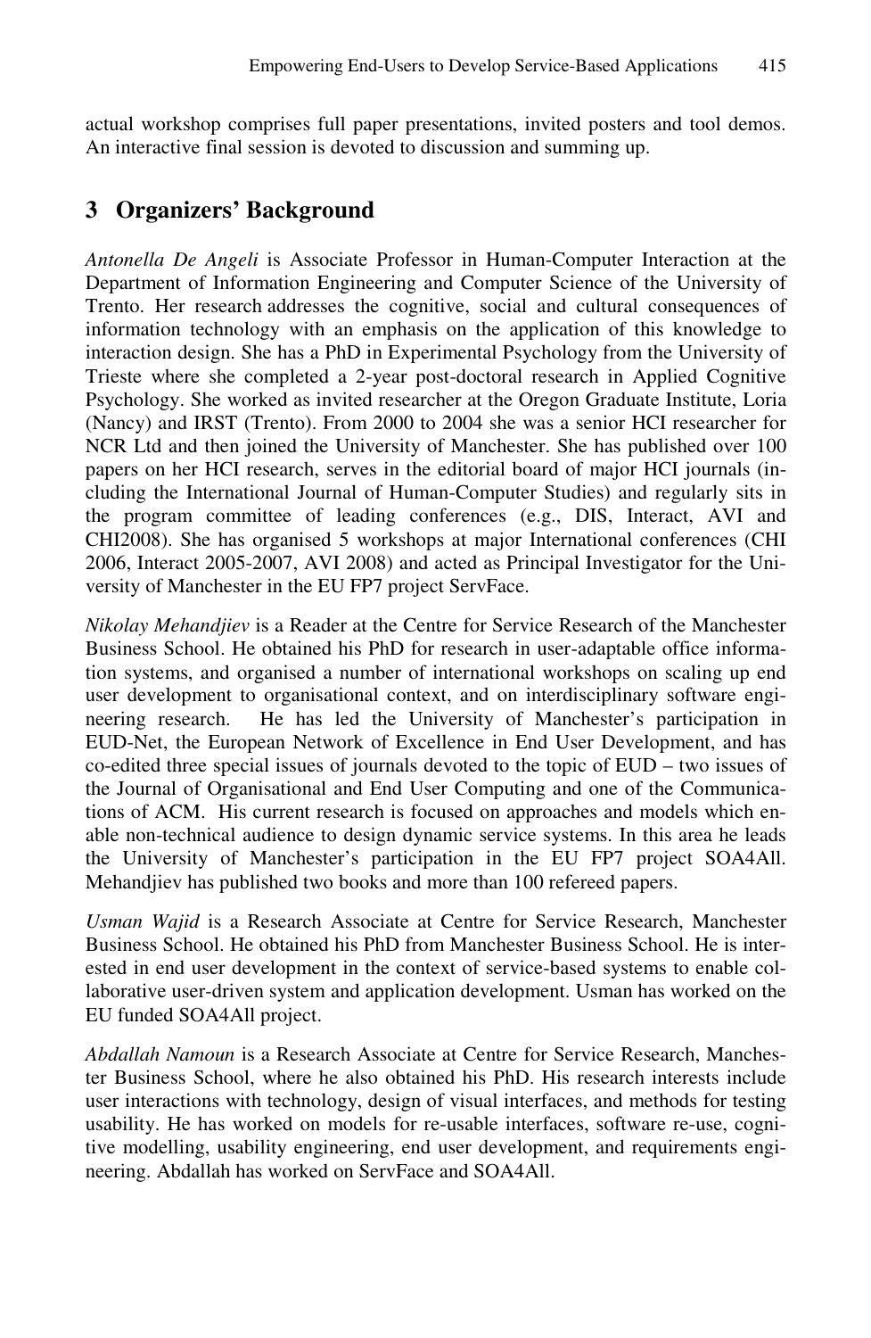actual workshop comprises full paper presentations, invited posters and tool demos. An interactive final session is devoted to discussion and summing up.

## 3 Organizers' Background

*Antonella De Angeli* is Associate Professor in Human-Computer Interaction at the Department of Information Engineering and Computer Science of the University of Trento. Her research addresses the cognitive, social and cultural consequences of information technology with an emphasis on the application of this knowledge to interaction design. She has a PhD in Experimental Psychology from the University of Trieste where she completed a 2-year post-doctoral research in Applied Cognitive Psychology. She worked as invited researcher at the Oregon Graduate Institute, Loria (Nancy) and IRST (Trento). From 2000 to 2004 she was a senior HCI researcher for NCR Ltd and then joined the University of Manchester. She has published over 100 papers on her HCI research, serves in the editorial board of major HCI journals (including the International Journal of Human-Computer Studies) and regularly sits in the program committee of leading conferences (e.g., DIS, Interact, AVI and CHI2008). She has organised 5 workshops at major International conferences (CHI 2006, Interact 2005-2007, AVI 2008) and acted as Principal Investigator for the University of Manchester in the EU FP7 project ServFace.

*Nikolay Mehandjiev* is a Reader at the Centre for Service Research of the Manchester Business School. He obtained his PhD for research in user-adaptable office information systems, and organised a number of international workshops on scaling up end user development to organisational context, and on interdisciplinary software engineering research. He has led the University of Manchester's participation in EUD-Net, the European Network of Excellence in End User Development, and has co-edited three special issues of journals devoted to the topic of EUD – two issues of the Journal of Organisational and End User Computing and one of the Communications of ACM. His current research is focused on approaches and models which enable non-technical audience to design dynamic service systems. In this area he leads the University of Manchester's participation in the EU FP7 project SOA4All. Mehandjiev has published two books and more than 100 refereed papers.

*Usman Wajid* is a Research Associate at Centre for Service Research, Manchester Business School. He obtained his PhD from Manchester Business School. He is interested in end user development in the context of service-based systems to enable collaborative user-driven system and application development. Usman has worked on the EU funded SOA4All project.

*Abdallah Namoun* is a Research Associate at Centre for Service Research, Manchester Business School, where he also obtained his PhD. His research interests include user interactions with technology, design of visual interfaces, and methods for testing usability. He has worked on models for re-usable interfaces, software re-use, cognitive modelling, usability engineering, end user development, and requirements engineering. Abdallah has worked on ServFace and SOA4All.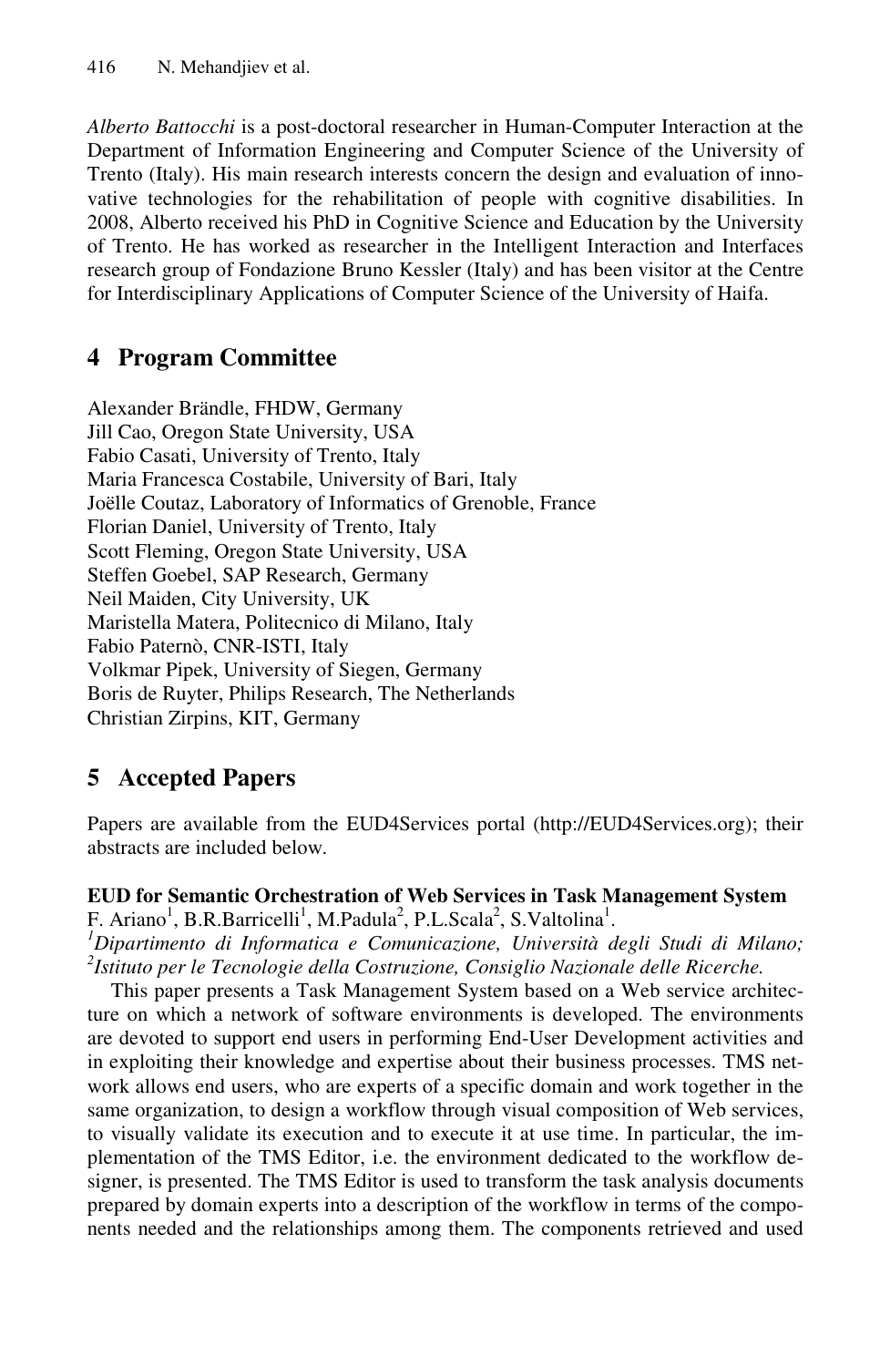*Alberto Battocchi* is a post-doctoral researcher in Human-Computer Interaction at the Department of Information Engineering and Computer Science of the University of Trento (Italy). His main research interests concern the design and evaluation of innovative technologies for the rehabilitation of people with cognitive disabilities. In 2008, Alberto received his PhD in Cognitive Science and Education by the University of Trento. He has worked as researcher in the Intelligent Interaction and Interfaces research group of Fondazione Bruno Kessler (Italy) and has been visitor at the Centre for Interdisciplinary Applications of Computer Science of the University of Haifa.

## 4 Program Committee

Alexander Brändle, FHDW, Germany
Jill Cao, Oregon State University, USA
Fabio Casati, University of Trento, Italy
Maria Francesca Costabile, University of Bari, Italy
Joëlle Coutaz, Laboratory of Informatics of Grenoble, France
Florian Daniel, University of Trento, Italy
Scott Fleming, Oregon State University, USA
Steffen Goebel, SAP Research, Germany
Neil Maiden, City University, UK
Maristella Matera, Politecnico di Milano, Italy
Fabio Paternò, CNR-ISTI, Italy
Volkmar Pipek, University of Siegen, Germany
Boris de Ruyter, Philips Research, The Netherlands
Christian Zirpins, KIT, Germany

## 5 Accepted Papers

Papers are available from the EUD4Services portal (http://EUD4Services.org); their abstracts are included below.

**EUD for Semantic Orchestration of Web Services in Task Management System**
F. Ariano[1], B.R.Barricelli[1], M.Padula[2], P.L.Scala[2], S.Valtolina[1].
*[1]Dipartimento di Informatica e Comunicazione, Università degli Studi di Milano; [2]Istituto per le Tecnologie della Costruzione, Consiglio Nazionale delle Ricerche.*

This paper presents a Task Management System based on a Web service architecture on which a network of software environments is developed. The environments are devoted to support end users in performing End-User Development activities and in exploiting their knowledge and expertise about their business processes. TMS network allows end users, who are experts of a specific domain and work together in the same organization, to design a workflow through visual composition of Web services, to visually validate its execution and to execute it at use time. In particular, the implementation of the TMS Editor, i.e. the environment dedicated to the workflow designer, is presented. The TMS Editor is used to transform the task analysis documents prepared by domain experts into a description of the workflow in terms of the components needed and the relationships among them. The components retrieved and used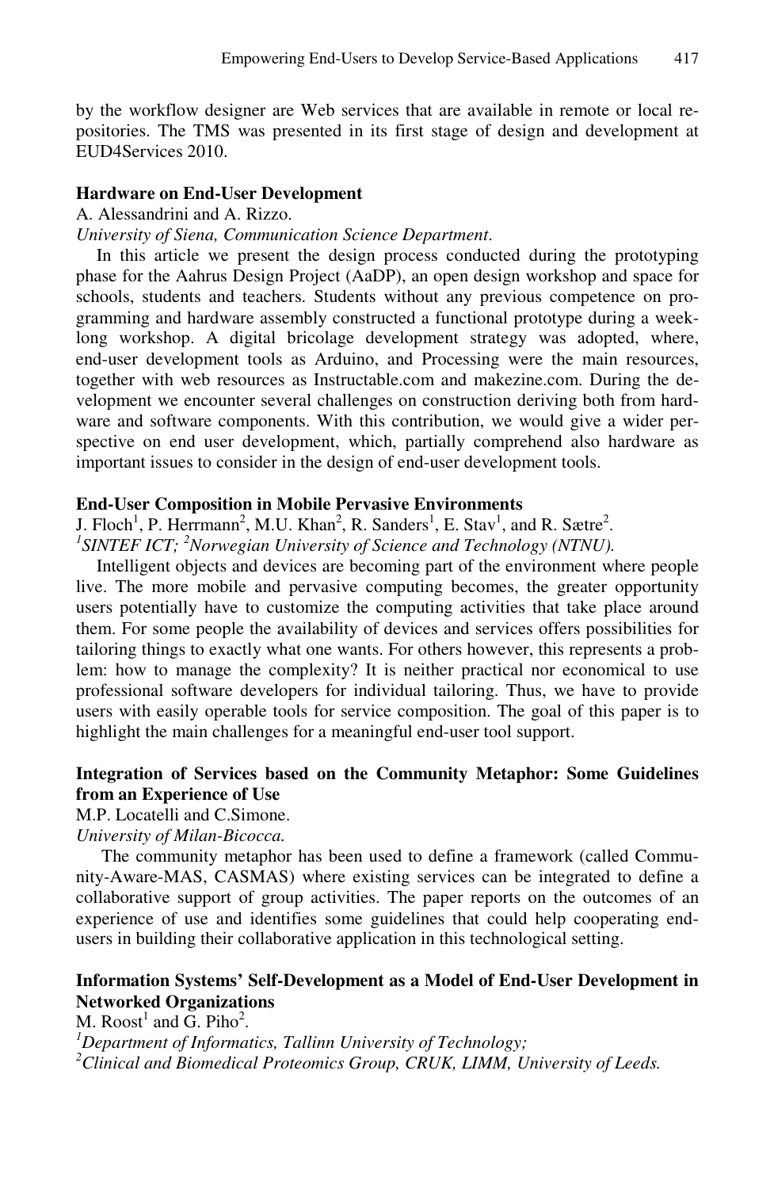by the workflow designer are Web services that are available in remote or local repositories. The TMS was presented in its first stage of design and development at EUD4Services 2010.

**Hardware on End-User Development**

A. Alessandrini and A. Rizzo.

*University of Siena, Communication Science Department*.

In this article we present the design process conducted during the prototyping phase for the Aahrus Design Project (AaDP), an open design workshop and space for schools, students and teachers. Students without any previous competence on programming and hardware assembly constructed a functional prototype during a week-long workshop. A digital bricolage development strategy was adopted, where, end-user development tools as Arduino, and Processing were the main resources, together with web resources as Instructable.com and makezine.com. During the development we encounter several challenges on construction deriving both from hardware and software components. With this contribution, we would give a wider perspective on end user development, which, partially comprehend also hardware as important issues to consider in the design of end-user development tools.

**End-User Composition in Mobile Pervasive Environments**

J. Floch[1], P. Herrmann[2], M.U. Khan[2], R. Sanders[1], E. Stav[1], and R. Sætre[2].

[1]*SINTEF ICT;* [2]*Norwegian University of Science and Technology (NTNU).*

Intelligent objects and devices are becoming part of the environment where people live. The more mobile and pervasive computing becomes, the greater opportunity users potentially have to customize the computing activities that take place around them. For some people the availability of devices and services offers possibilities for tailoring things to exactly what one wants. For others however, this represents a problem: how to manage the complexity? It is neither practical nor economical to use professional software developers for individual tailoring. Thus, we have to provide users with easily operable tools for service composition. The goal of this paper is to highlight the main challenges for a meaningful end-user tool support.

**Integration of Services based on the Community Metaphor: Some Guidelines from an Experience of Use**

M.P. Locatelli and C.Simone.

*University of Milan-Bicocca.*

The community metaphor has been used to define a framework (called Community-Aware-MAS, CASMAS) where existing services can be integrated to define a collaborative support of group activities. The paper reports on the outcomes of an experience of use and identifies some guidelines that could help cooperating end-users in building their collaborative application in this technological setting.

**Information Systems' Self-Development as a Model of End-User Development in Networked Organizations**

M. Roost[1] and G. Piho[2].

[1]*Department of Informatics, Tallinn University of Technology;*

[2]*Clinical and Biomedical Proteomics Group, CRUK, LIMM, University of Leeds.*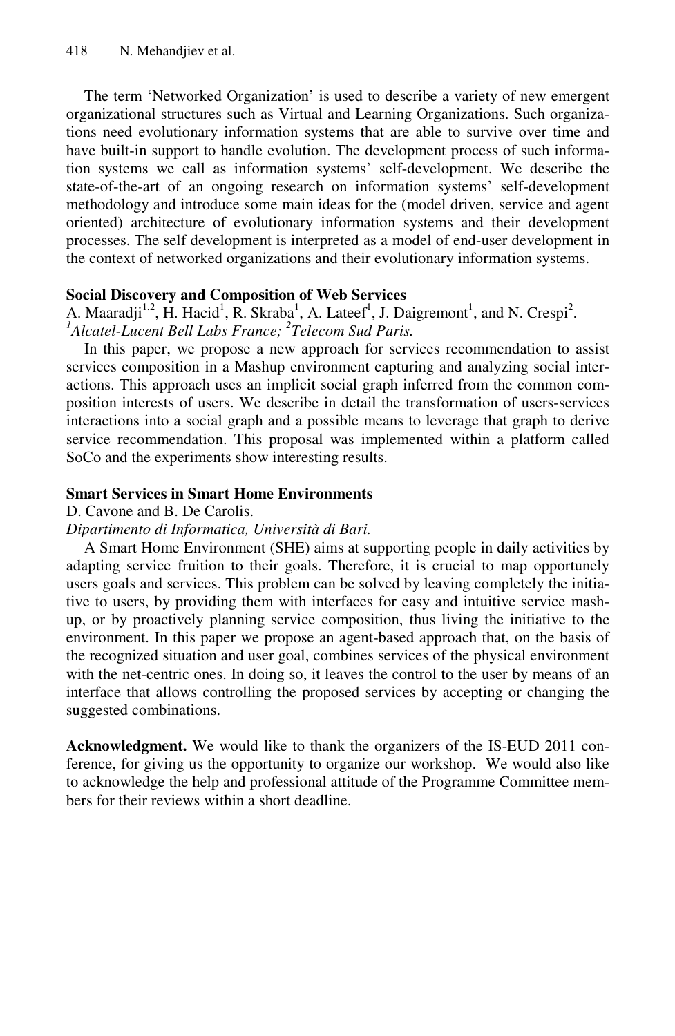The term ‘Networked Organization’ is used to describe a variety of new emergent organizational structures such as Virtual and Learning Organizations. Such organizations need evolutionary information systems that are able to survive over time and have built-in support to handle evolution. The development process of such information systems we call as information systems’ self-development. We describe the state-of-the-art of an ongoing research on information systems’ self-development methodology and introduce some main ideas for the (model driven, service and agent oriented) architecture of evolutionary information systems and their development processes. The self development is interpreted as a model of end-user development in the context of networked organizations and their evolutionary information systems.

**Social Discovery and Composition of Web Services**
A. Maaradji[1,2], H. Hacid[1], R. Skraba[1], A. Lateef[1], J. Daigremont[1], and N. Crespi[2].
*[1]Alcatel-Lucent Bell Labs France; [2]Telecom Sud Paris.*

In this paper, we propose a new approach for services recommendation to assist services composition in a Mashup environment capturing and analyzing social interactions. This approach uses an implicit social graph inferred from the common composition interests of users. We describe in detail the transformation of users-services interactions into a social graph and a possible means to leverage that graph to derive service recommendation. This proposal was implemented within a platform called SoCo and the experiments show interesting results.

**Smart Services in Smart Home Environments**
D. Cavone and B. De Carolis.
*Dipartimento di Informatica, Università di Bari.*

A Smart Home Environment (SHE) aims at supporting people in daily activities by adapting service fruition to their goals. Therefore, it is crucial to map opportunely users goals and services. This problem can be solved by leaving completely the initiative to users, by providing them with interfaces for easy and intuitive service mashup, or by proactively planning service composition, thus living the initiative to the environment. In this paper we propose an agent-based approach that, on the basis of the recognized situation and user goal, combines services of the physical environment with the net-centric ones. In doing so, it leaves the control to the user by means of an interface that allows controlling the proposed services by accepting or changing the suggested combinations.

**Acknowledgment.** We would like to thank the organizers of the IS-EUD 2011 conference, for giving us the opportunity to organize our workshop. We would also like to acknowledge the help and professional attitude of the Programme Committee members for their reviews within a short deadline.